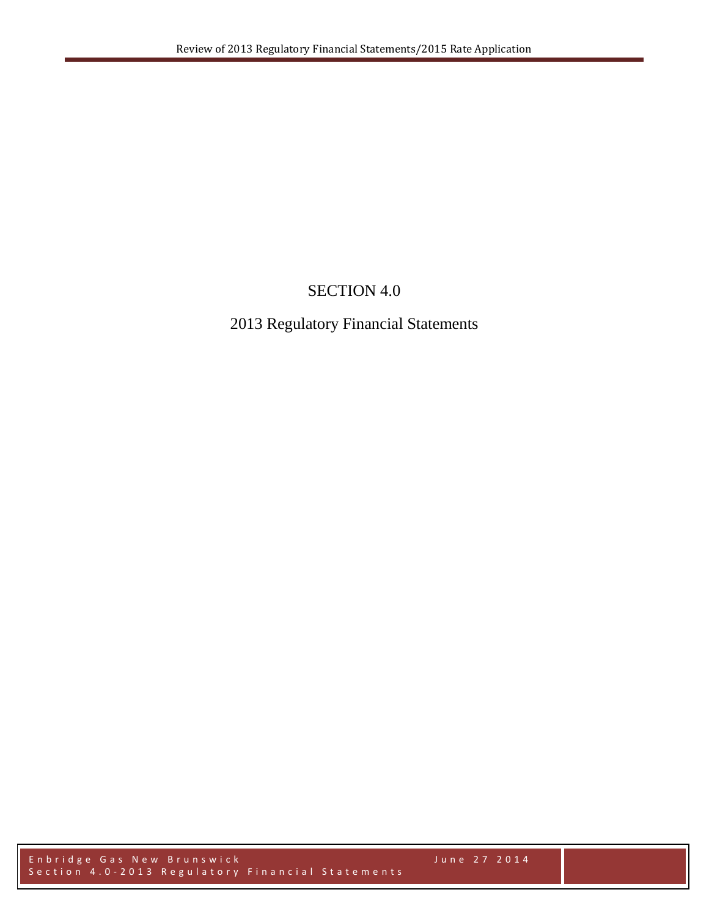# SECTION 4.0

## 2013 Regulatory Financial Statements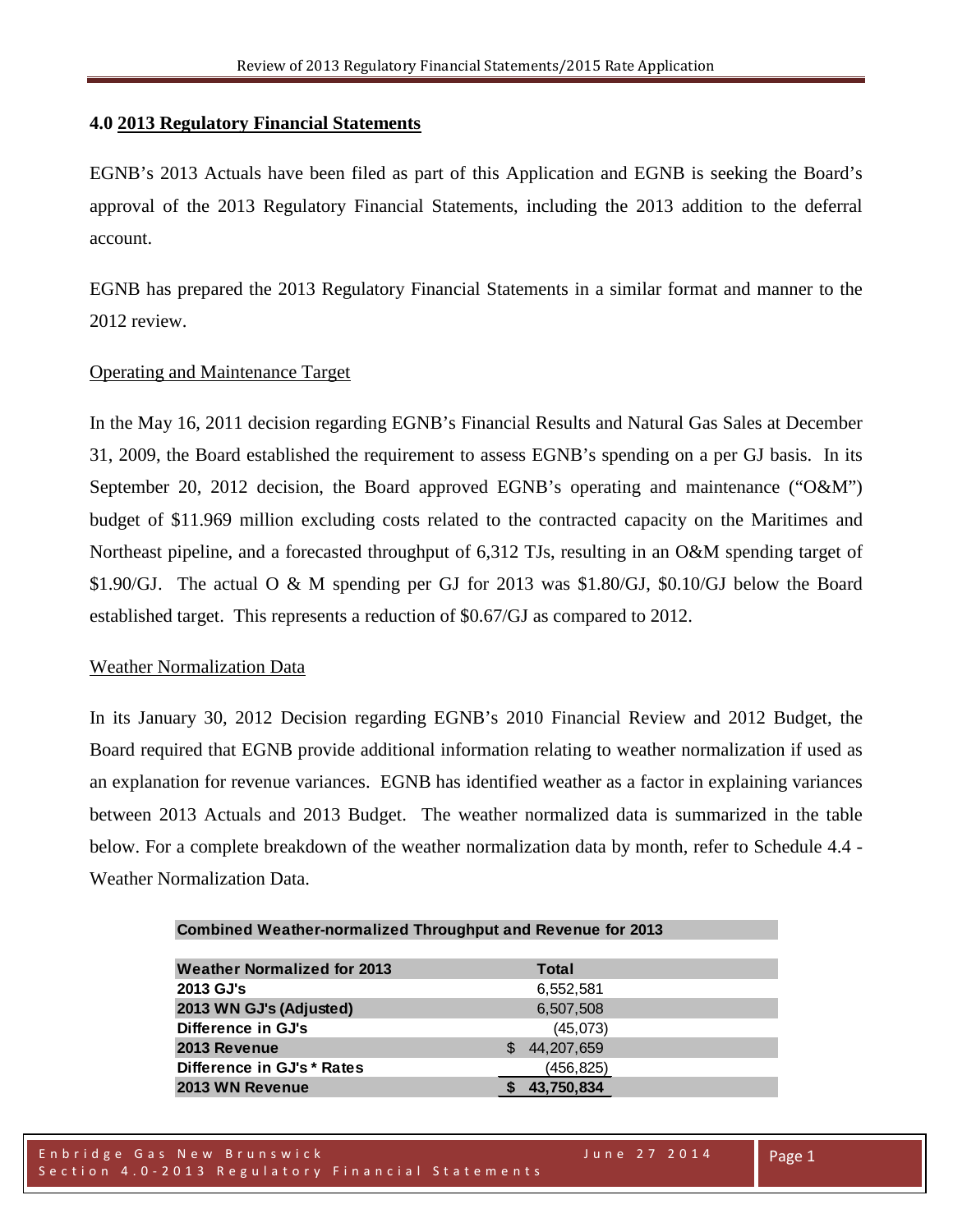## 4.0 2013 Regulatory Financial Statements

EGNB's 2013 Actuals have been filed as part of this Application and EGNB is seeking the Board's approval of the 2013 Regulatory Financial Statements, including the 2013 addition to the deferral account.

EGNB has prepared the 2013 Regulatory Financial Statements in a similar format and manner to the 2012 review.

### Operating and Maintenance Target

In the May 16, 2011 decision regarding EGNB's Financial Results and Natural Gas Sales at December 31, 2009, the Board established the requirement to assess EGNB's spending on a per GJ basis. In its September 20, 2012 decision, the Board approved EGNB's operating and maintenance ("O&M") budget of $11.969 million excluding costs related to the contracted capacity on the Maritimes and Northeast pipeline, and a forecasted throughput of 6,312 TJs, resulting in an O&M spending target of $1.90/GJ. The actual O & M spending per GJ for 2013 was $1.80/GJ, $0.10/GJ below the Board established target. This represents a reduction of $0.67/GJ as compared to 2012.

### Weather Normalization Data

In its January 30, 2012 Decision regarding EGNB's 2010 Financial Review and 2012 Budget, the Board required that EGNB provide additional information relating to weather normalization if used as an explanation for revenue variances. EGNB has identified weather as a factor in explaining variances between 2013 Actuals and 2013 Budget. The weather normalized data is summarized in the table below. For a complete breakdown of the weather normalization data by month, refer to Schedule 4.4 - Weather Normalization Data.

**Combined Weather-normalized Throughput and Revenue for 2013**

| Weather Normalized for 2013 | Total |
|---|---|
| 2013 GJ's | 6,552,581 |
| 2013 WN GJ's (Adjusted) | 6,507,508 |
| Difference in GJ's | (45,073) |
| 2013 Revenue | $ 44,207,659 |
| Difference in GJ's * Rates | (456,825) |
| 2013 WN Revenue | $ 43,750,834 |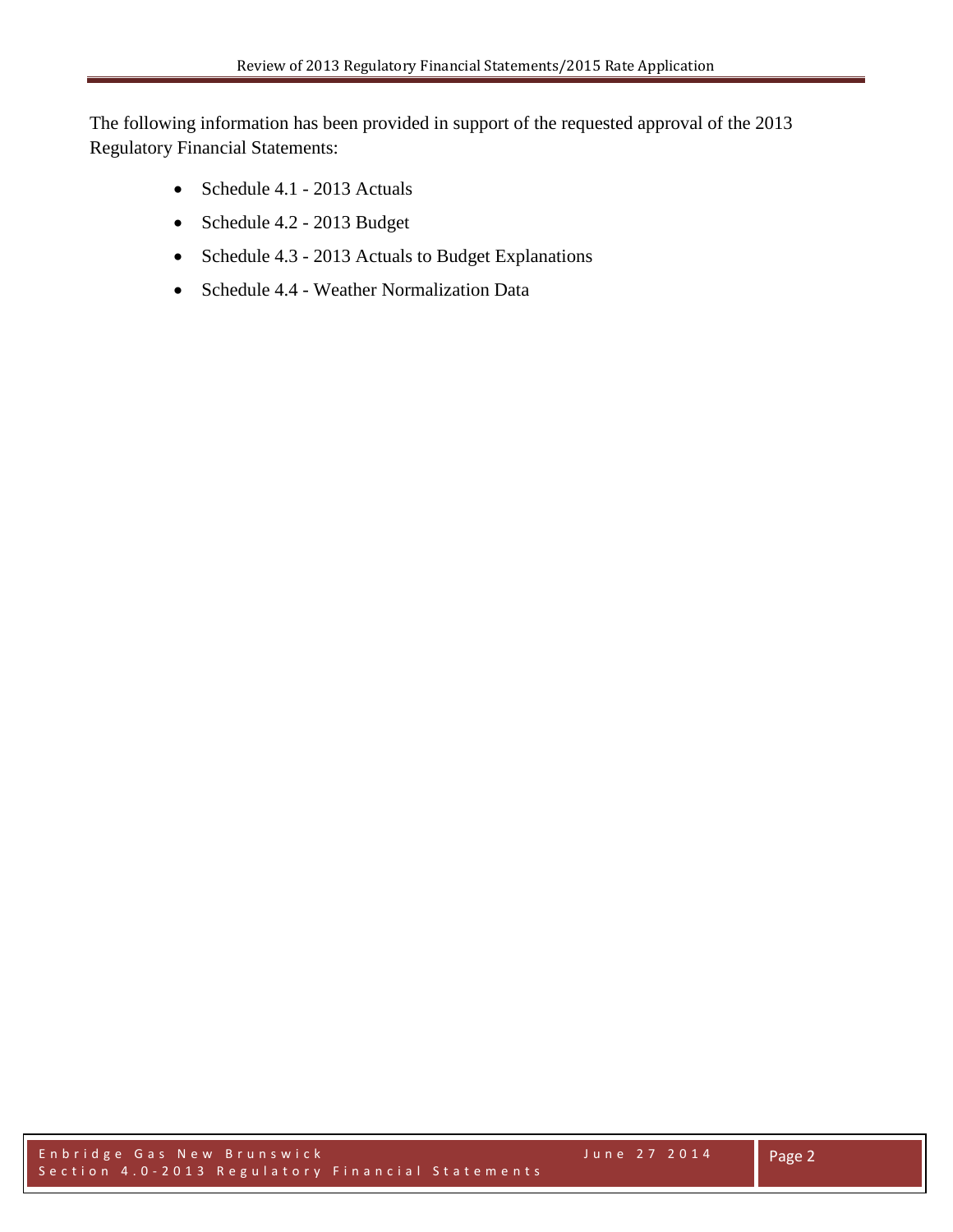The following information has been provided in support of the requested approval of the 2013 Regulatory Financial Statements:

- Schedule 4.1 - 2013 Actuals
- Schedule 4.2 - 2013 Budget
- Schedule 4.3 - 2013 Actuals to Budget Explanations
- Schedule 4.4 - Weather Normalization Data